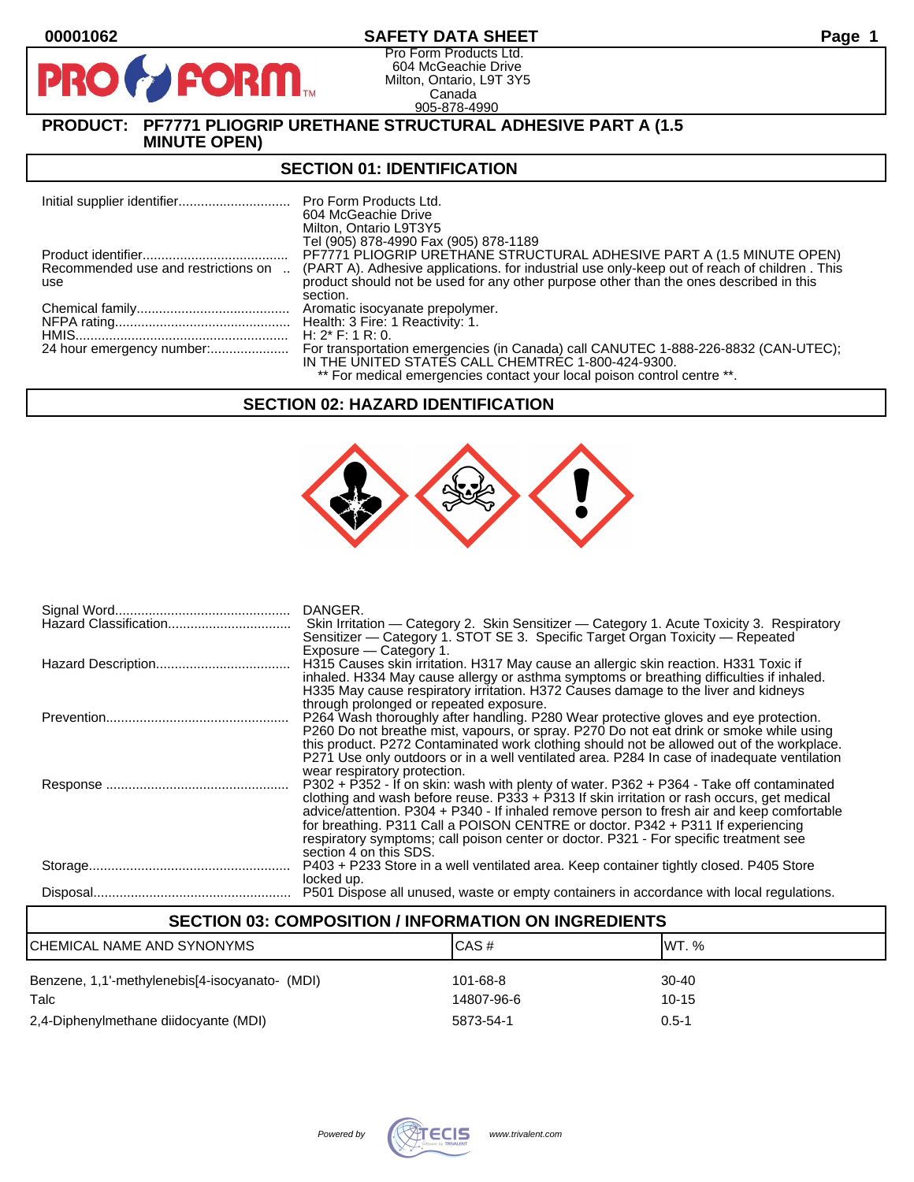00001062

# SAFETY DATA SHEET

Pro Form Products Ltd.
604 McGeachie Drive
Milton, Ontario, L9T 3Y5
Canada
905-878-4990

**PRODUCT: PF7771 PLIOGRIP URETHANE STRUCTURAL ADHESIVE PART A (1.5 MINUTE OPEN)**

## SECTION 01: IDENTIFICATION

Initial supplier identifier.............................. Pro Form Products Ltd.
604 McGeachie Drive
Milton, Ontario L9T3Y5
Tel (905) 878-4990 Fax (905) 878-1189

Product identifier....................................... PF7771 PLIOGRIP URETHANE STRUCTURAL ADHESIVE PART A (1.5 MINUTE OPEN)

Recommended use and restrictions on use .. (PART A). Adhesive applications. for industrial use only-keep out of reach of children . This product should not be used for any other purpose other than the ones described in this section.

Chemical family......................................... Aromatic isocyanate prepolymer.

NFPA rating.............................................. Health: 3 Fire: 1 Reactivity: 1.

HMIS......................................................... H: 2* F: 1 R: 0.

24 hour emergency number:...................... For transportation emergencies (in Canada) call CANUTEC 1-888-226-8832 (CAN-UTEC); IN THE UNITED STATES CALL CHEMTREC 1-800-424-9300.
** For medical emergencies contact your local poison control centre **.

## SECTION 02: HAZARD IDENTIFICATION

Signal Word............................................... DANGER.

Hazard Classification................................. Skin Irritation — Category 2. Skin Sensitizer — Category 1. Acute Toxicity 3. Respiratory Sensitizer — Category 1. STOT SE 3. Specific Target Organ Toxicity — Repeated Exposure — Category 1.

Hazard Description.................................... H315 Causes skin irritation. H317 May cause an allergic skin reaction. H331 Toxic if inhaled. H334 May cause allergy or asthma symptoms or breathing difficulties if inhaled. H335 May cause respiratory irritation. H372 Causes damage to the liver and kidneys through prolonged or repeated exposure.

Prevention................................................. P264 Wash thoroughly after handling. P280 Wear protective gloves and eye protection. P260 Do not breathe mist, vapours, or spray. P270 Do not eat drink or smoke while using this product. P272 Contaminated work clothing should not be allowed out of the workplace. P271 Use only outdoors or in a well ventilated area. P284 In case of inadequate ventilation wear respiratory protection.

Response ................................................. P302 + P352 - If on skin: wash with plenty of water. P362 + P364 - Take off contaminated clothing and wash before reuse. P333 + P313 If skin irritation or rash occurs, get medical advice/attention. P304 + P340 - If inhaled remove person to fresh air and keep comfortable for breathing. P311 Call a POISON CENTRE or doctor. P342 + P311 If experiencing respiratory symptoms; call poison center or doctor. P321 - For specific treatment see section 4 on this SDS.

Storage...................................................... P403 + P233 Store in a well ventilated area. Keep container tightly closed. P405 Store locked up.

Disposal..................................................... P501 Dispose all unused, waste or empty containers in accordance with local regulations.

## SECTION 03: COMPOSITION / INFORMATION ON INGREDIENTS

| CHEMICAL NAME AND SYNONYMS | CAS # | WT. % |
|---|---|---|
| Benzene, 1,1'-methylenebis[4-isocyanato- (MDI) | 101-68-8 | 30-40 |
| Talc | 14807-96-6 | 10-15 |
| 2,4-Diphenylmethane diidocyante (MDI) | 5873-54-1 | 0.5-1 |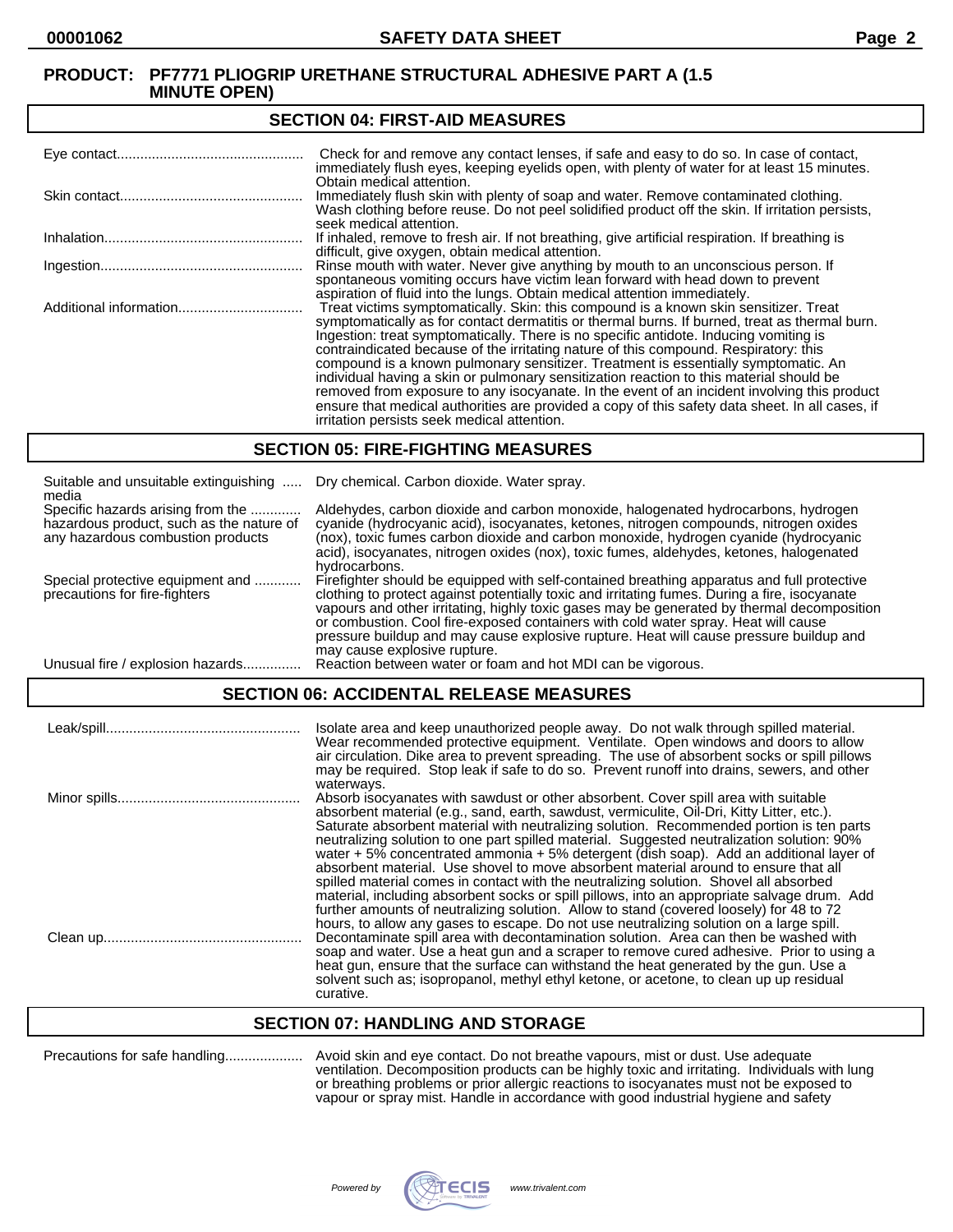**PRODUCT: PF7771 PLIOGRIP URETHANE STRUCTURAL ADHESIVE PART A (1.5 MINUTE OPEN)**

## SECTION 04: FIRST-AID MEASURES

| | |
|---|---|
| Eye contact | Check for and remove any contact lenses, if safe and easy to do so. In case of contact, immediately flush eyes, keeping eyelids open, with plenty of water for at least 15 minutes. Obtain medical attention. |
| Skin contact | Immediately flush skin with plenty of soap and water. Remove contaminated clothing. Wash clothing before reuse. Do not peel solidified product off the skin. If irritation persists, seek medical attention. |
| Inhalation | If inhaled, remove to fresh air. If not breathing, give artificial respiration. If breathing is difficult, give oxygen, obtain medical attention. |
| Ingestion | Rinse mouth with water. Never give anything by mouth to an unconscious person. If spontaneous vomiting occurs have victim lean forward with head down to prevent aspiration of fluid into the lungs. Obtain medical attention immediately. |
| Additional information | Treat victims symptomatically. Skin: this compound is a known skin sensitizer. Treat symptomatically as for contact dermatitis or thermal burns. If burned, treat as thermal burn. Ingestion: treat symptomatically. There is no specific antidote. Inducing vomiting is contraindicated because of the irritating nature of this compound. Respiratory: this compound is a known pulmonary sensitizer. Treatment is essentially symptomatic. An individual having a skin or pulmonary sensitization reaction to this material should be removed from exposure to any isocyanate. In the event of an incident involving this product ensure that medical authorities are provided a copy of this safety data sheet. In all cases, if irritation persists seek medical attention. |

## SECTION 05: FIRE-FIGHTING MEASURES

| | |
|---|---|
| Suitable and unsuitable extinguishing media | Dry chemical. Carbon dioxide. Water spray. |
| Specific hazards arising from the hazardous product, such as the nature of any hazardous combustion products | Aldehydes, carbon dioxide and carbon monoxide, halogenated hydrocarbons, hydrogen cyanide (hydrocyanic acid), isocyanates, ketones, nitrogen compounds, nitrogen oxides (nox), toxic fumes carbon dioxide and carbon monoxide, hydrogen cyanide (hydrocyanic acid), isocyanates, nitrogen oxides (nox), toxic fumes, aldehydes, ketones, halogenated hydrocarbons. |
| Special protective equipment and precautions for fire-fighters | Firefighter should be equipped with self-contained breathing apparatus and full protective clothing to protect against potentially toxic and irritating fumes. During a fire, isocyanate vapours and other irritating, highly toxic gases may be generated by thermal decomposition or combustion. Cool fire-exposed containers with cold water spray. Heat will cause pressure buildup and may cause explosive rupture. Heat will cause pressure buildup and may cause explosive rupture. |
| Unusual fire / explosion hazards | Reaction between water or foam and hot MDI can be vigorous. |

## SECTION 06: ACCIDENTAL RELEASE MEASURES

| | |
|---|---|
| Leak/spill | Isolate area and keep unauthorized people away. Do not walk through spilled material. Wear recommended protective equipment. Ventilate. Open windows and doors to allow air circulation. Dike area to prevent spreading. The use of absorbent socks or spill pillows may be required. Stop leak if safe to do so. Prevent runoff into drains, sewers, and other waterways. |
| Minor spills | Absorb isocyanates with sawdust or other absorbent. Cover spill area with suitable absorbent material (e.g., sand, earth, sawdust, vermiculite, Oil-Dri, Kitty Litter, etc.). Saturate absorbent material with neutralizing solution. Recommended portion is ten parts neutralizing solution to one part spilled material. Suggested neutralization solution: 90% water + 5% concentrated ammonia + 5% detergent (dish soap). Add an additional layer of absorbent material. Use shovel to move absorbent material around to ensure that all spilled material comes in contact with the neutralizing solution. Shovel all absorbed material, including absorbent socks or spill pillows, into an appropriate salvage drum. Add further amounts of neutralizing solution. Allow to stand (covered loosely) for 48 to 72 hours, to allow any gases to escape. Do not use neutralizing solution on a large spill. |
| Clean up | Decontaminate spill area with decontamination solution. Area can then be washed with soap and water. Use a heat gun and a scraper to remove cured adhesive. Prior to using a heat gun, ensure that the surface can withstand the heat generated by the gun. Use a solvent such as; isopropanol, methyl ethyl ketone, or acetone, to clean up up residual curative. |

## SECTION 07: HANDLING AND STORAGE

| | |
|---|---|
| Precautions for safe handling | Avoid skin and eye contact. Do not breathe vapours, mist or dust. Use adequate ventilation. Decomposition products can be highly toxic and irritating. Individuals with lung or breathing problems or prior allergic reactions to isocyanates must not be exposed to vapour or spray mist. Handle in accordance with good industrial hygiene and safety |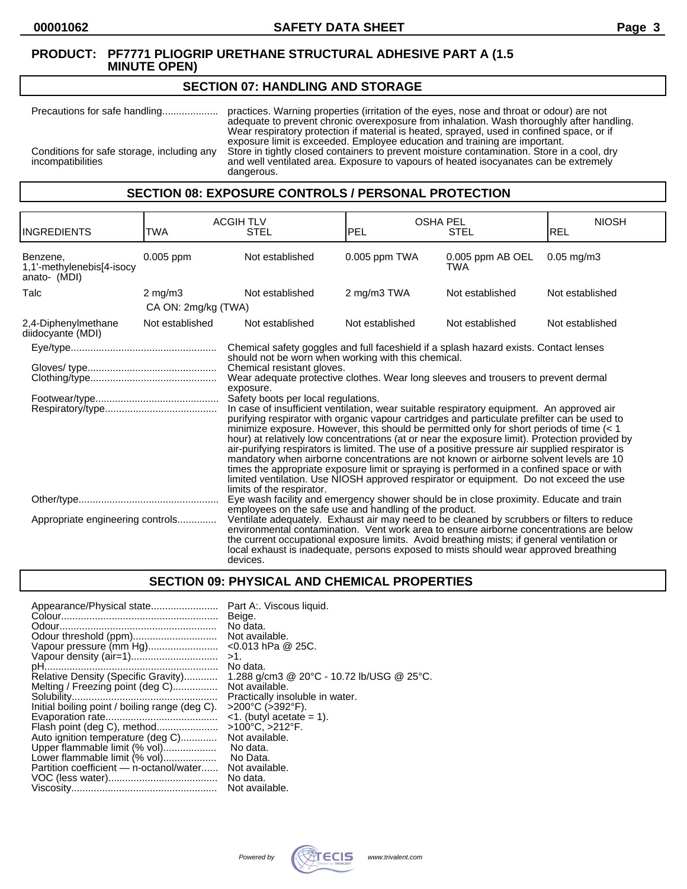**PRODUCT: PF7771 PLIOGRIP URETHANE STRUCTURAL ADHESIVE PART A (1.5 MINUTE OPEN)**

## SECTION 07: HANDLING AND STORAGE

Precautions for safe handling.................... practices. Warning properties (irritation of the eyes, nose and throat or odour) are not adequate to prevent chronic overexposure from inhalation. Wash thoroughly after handling. Wear respiratory protection if material is heated, sprayed, used in confined space, or if exposure limit is exceeded. Employee education and training are important.

Conditions for safe storage, including any incompatibilities: Store in tightly closed containers to prevent moisture contamination. Store in a cool, dry and well ventilated area. Exposure to vapours of heated isocyanates can be extremely dangerous.

## SECTION 08: EXPOSURE CONTROLS / PERSONAL PROTECTION

| INGREDIENTS | ACGIH TLV TWA | ACGIH TLV STEL | OSHA PEL PEL | OSHA PEL STEL | NIOSH REL |
|---|---|---|---|---|---|
| Benzene, 1,1'-methylenebis[4-isocy anato- (MDI) | 0.005 ppm | Not established | 0.005 ppm TWA | 0.005 ppm AB OEL TWA | 0.05 mg/m3 |
| Talc | 2 mg/m3<br>CA ON: 2mg/kg (TWA) | Not established | 2 mg/m3 TWA | Not established | Not established |
| 2,4-Diphenylmethane diidocyante (MDI) | Not established | Not established | Not established | Not established | Not established |

Eye/type.................................................... Chemical safety goggles and full faceshield if a splash hazard exists. Contact lenses should not be worn when working with this chemical.

Gloves/ type.............................................. Chemical resistant gloves.

Clothing/type............................................. Wear adequate protective clothes. Wear long sleeves and trousers to prevent dermal exposure.

Footwear/type............................................ Safety boots per local regulations.

Respiratory/type........................................ In case of insufficient ventilation, wear suitable respiratory equipment. An approved air purifying respirator with organic vapour cartridges and particulate prefilter can be used to minimize exposure. However, this should be permitted only for short periods of time (< 1 hour) at relatively low concentrations (at or near the exposure limit). Protection provided by air-purifying respirators is limited. The use of a positive pressure air supplied respirator is mandatory when airborne concentrations are not known or airborne solvent levels are 10 times the appropriate exposure limit or spraying is performed in a confined space or with limited ventilation. Use NIOSH approved respirator or equipment. Do not exceed the use limits of the respirator.

Other/type.................................................. Eye wash facility and emergency shower should be in close proximity. Educate and train employees on the safe use and handling of the product.

Appropriate engineering controls.............. Ventilate adequately. Exhaust air may need to be cleaned by scrubbers or filters to reduce environmental contamination. Vent work area to ensure airborne concentrations are below the current occupational exposure limits. Avoid breathing mists; if general ventilation or local exhaust is inadequate, persons exposed to mists should wear approved breathing devices.

## SECTION 09: PHYSICAL AND CHEMICAL PROPERTIES

| Property | Value |
|---|---|
| Appearance/Physical state | Part A:. Viscous liquid. |
| Colour | Beige. |
| Odour | No data. |
| Odour threshold (ppm) | Not available. |
| Vapour pressure (mm Hg) | <0.013 hPa @ 25C. |
| Vapour density (air=1) | >1. |
| pH | No data. |
| Relative Density (Specific Gravity) | 1.288 g/cm3 @ 20°C - 10.72 lb/USG @ 25°C. |
| Melting / Freezing point (deg C) | Not available. |
| Solubility | Practically insoluble in water. |
| Initial boiling point / boiling range (deg C). | >200°C (>392°F). |
| Evaporation rate | <1. (butyl acetate = 1). |
| Flash point (deg C), method | >100°C, >212°F. |
| Auto ignition temperature (deg C) | Not available. |
| Upper flammable limit (% vol) | No data. |
| Lower flammable limit (% vol) | No Data. |
| Partition coefficient — n-octanol/water | Not available. |
| VOC (less water) | No data. |
| Viscosity | Not available. |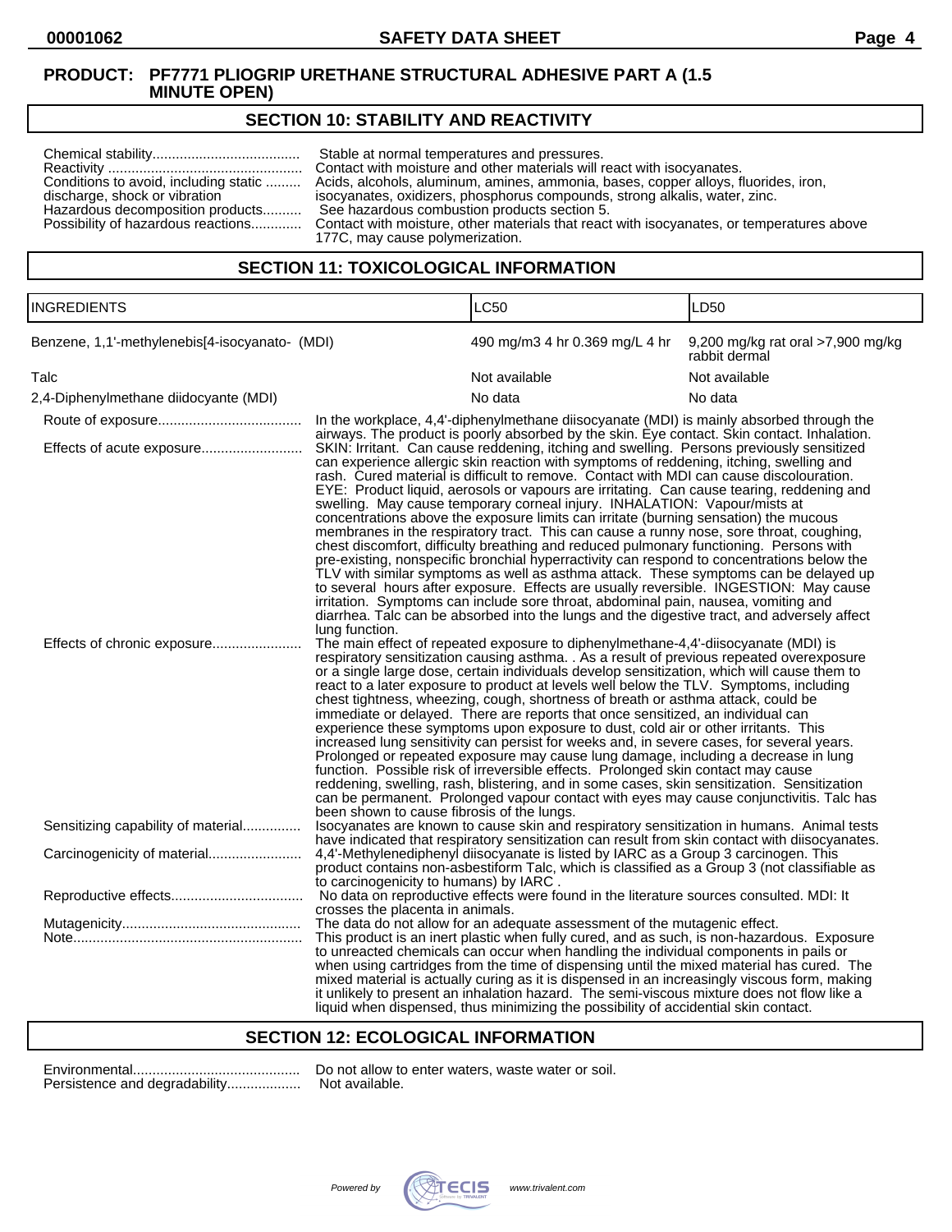**PRODUCT: PF7771 PLIOGRIP URETHANE STRUCTURAL ADHESIVE PART A (1.5 MINUTE OPEN)**

## SECTION 10: STABILITY AND REACTIVITY

Chemical stability...................................... Stable at normal temperatures and pressures.

Reactivity .................................................. Contact with moisture and other materials will react with isocyanates.

Conditions to avoid, including static discharge, shock or vibration ......... Acids, alcohols, aluminum, amines, ammonia, bases, copper alloys, fluorides, iron, isocyanates, oxidizers, phosphorus compounds, strong alkalis, water, zinc.

Hazardous decomposition products.......... See hazardous combustion products section 5.

Possibility of hazardous reactions............. Contact with moisture, other materials that react with isocyanates, or temperatures above 177C, may cause polymerization.

## SECTION 11: TOXICOLOGICAL INFORMATION

| INGREDIENTS | LC50 | LD50 |
|---|---|---|
| Benzene, 1,1'-methylenebis[4-isocyanato- (MDI) | 490 mg/m3 4 hr 0.369 mg/L 4 hr | 9,200 mg/kg rat oral >7,900 mg/kg rabbit dermal |
| Talc | Not available | Not available |
| 2,4-Diphenylmethane diidocyante (MDI) | No data | No data |

Route of exposure..................................... In the workplace, 4,4'-diphenylmethane diisocyanate (MDI) is mainly absorbed through the airways. The product is poorly absorbed by the skin. Eye contact. Skin contact. Inhalation.

Effects of acute exposure.......................... SKIN: Irritant. Can cause reddening, itching and swelling. Persons previously sensitized can experience allergic skin reaction with symptoms of reddening, itching, swelling and rash. Cured material is difficult to remove. Contact with MDI can cause discolouration. EYE: Product liquid, aerosols or vapours are irritating. Can cause tearing, reddening and swelling. May cause temporary corneal injury. INHALATION: Vapour/mists at concentrations above the exposure limits can irritate (burning sensation) the mucous membranes in the respiratory tract. This can cause a runny nose, sore throat, coughing, chest discomfort, difficulty breathing and reduced pulmonary functioning. Persons with pre-existing, nonspecific bronchial hyperractivity can respond to concentrations below the TLV with similar symptoms as well as asthma attack. These symptoms can be delayed up to several hours after exposure. Effects are usually reversible. INGESTION: May cause irritation. Symptoms can include sore throat, abdominal pain, nausea, vomiting and diarrhea. Talc can be absorbed into the lungs and the digestive tract, and adversely affect lung function.

Effects of chronic exposure....................... The main effect of repeated exposure to diphenylmethane-4,4'-diisocyanate (MDI) is respiratory sensitization causing asthma. . As a result of previous repeated overexposure or a single large dose, certain individuals develop sensitization, which will cause them to react to a later exposure to product at levels well below the TLV. Symptoms, including chest tightness, wheezing, cough, shortness of breath or asthma attack, could be immediate or delayed. There are reports that once sensitized, an individual can experience these symptoms upon exposure to dust, cold air or other irritants. This increased lung sensitivity can persist for weeks and, in severe cases, for several years. Prolonged or repeated exposure may cause lung damage, including a decrease in lung function. Possible risk of irreversible effects. Prolonged skin contact may cause reddening, swelling, rash, blistering, and in some cases, skin sensitization. Sensitization can be permanent. Prolonged vapour contact with eyes may cause conjunctivitis. Talc has been shown to cause fibrosis of the lungs.

Sensitizing capability of material............... Isocyanates are known to cause skin and respiratory sensitization in humans. Animal tests have indicated that respiratory sensitization can result from skin contact with diisocyanates.

Carcinogenicity of material........................ 4,4'-Methylenediphenyl diisocyanate is listed by IARC as a Group 3 carcinogen. This product contains non-asbestiform Talc, which is classified as a Group 3 (not classifiable as to carcinogenicity to humans) by IARC .

Reproductive effects................................. No data on reproductive effects were found in the literature sources consulted. MDI: It crosses the placenta in animals.

Mutagenicity.............................................. The data do not allow for an adequate assessment of the mutagenic effect.

Note.......................................................... This product is an inert plastic when fully cured, and as such, is non-hazardous. Exposure to unreacted chemicals can occur when handling the individual components in pails or when using cartridges from the time of dispensing until the mixed material has cured. The mixed material is actually curing as it is dispensed in an increasingly viscous form, making it unlikely to present an inhalation hazard. The semi-viscous mixture does not flow like a liquid when dispensed, thus minimizing the possibility of accidential skin contact.

## SECTION 12: ECOLOGICAL INFORMATION

Environmental........................................... Do not allow to enter waters, waste water or soil.

Persistence and degradability................... Not available.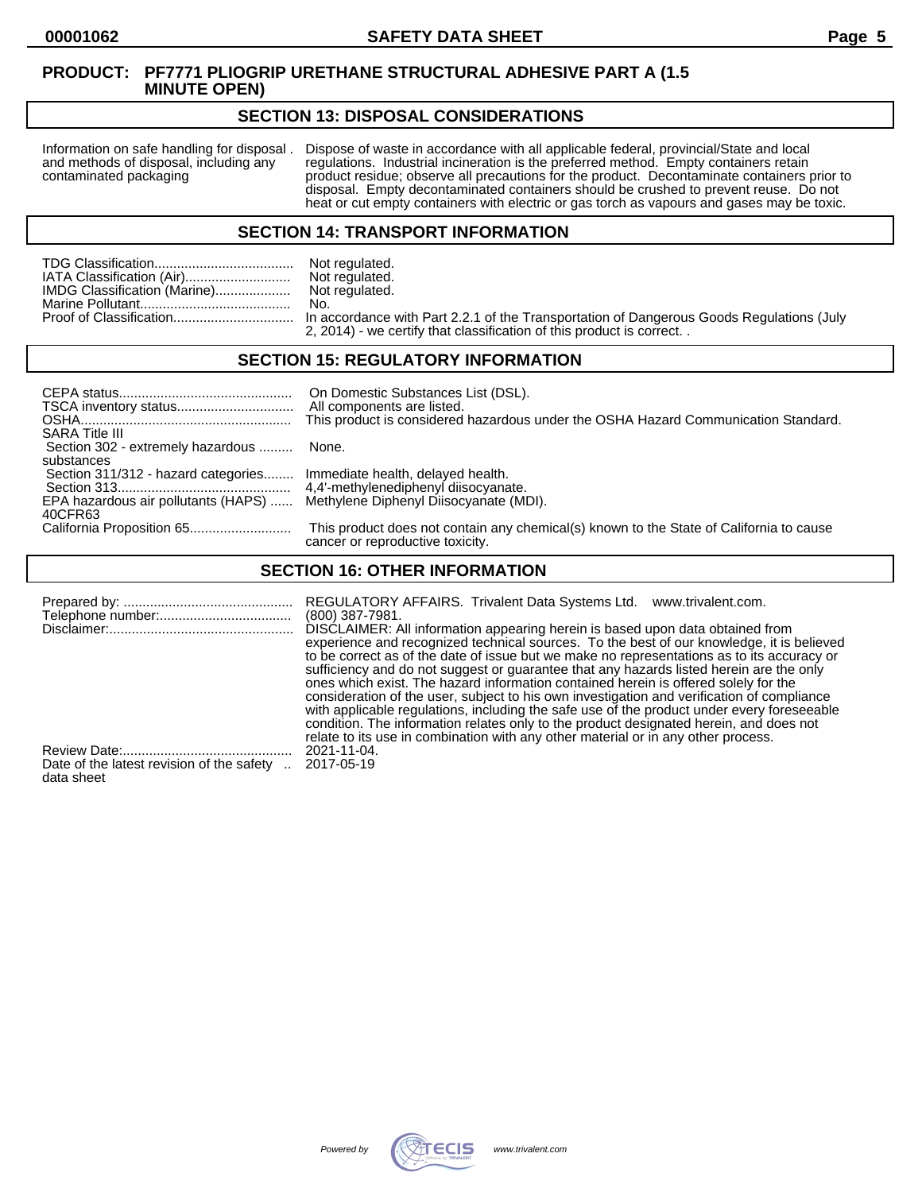**PRODUCT: PF7771 PLIOGRIP URETHANE STRUCTURAL ADHESIVE PART A (1.5 MINUTE OPEN)**

## SECTION 13: DISPOSAL CONSIDERATIONS

| | |
|---|---|
| Information on safe handling for disposal and methods of disposal, including any contaminated packaging | Dispose of waste in accordance with all applicable federal, provincial/State and local regulations. Industrial incineration is the preferred method. Empty containers retain product residue; observe all precautions for the product. Decontaminate containers prior to disposal. Empty decontaminated containers should be crushed to prevent reuse. Do not heat or cut empty containers with electric or gas torch as vapours and gases may be toxic. |

## SECTION 14: TRANSPORT INFORMATION

| | |
|---|---|
| TDG Classification | Not regulated. |
| IATA Classification (Air) | Not regulated. |
| IMDG Classification (Marine) | Not regulated. |
| Marine Pollutant | No. |
| Proof of Classification | In accordance with Part 2.2.1 of the Transportation of Dangerous Goods Regulations (July 2, 2014) - we certify that classification of this product is correct. . |

## SECTION 15: REGULATORY INFORMATION

| | |
|---|---|
| CEPA status | On Domestic Substances List (DSL). |
| TSCA inventory status | All components are listed. |
| OSHA | This product is considered hazardous under the OSHA Hazard Communication Standard. |
| SARA Title III | |
| Section 302 - extremely hazardous substances | None. |
| Section 311/312 - hazard categories | Immediate health, delayed health. |
| Section 313 | 4,4'-methylenediphenyl diisocyanate. |
| EPA hazardous air pollutants (HAPS) 40CFR63 | Methylene Diphenyl Diisocyanate (MDI). |
| California Proposition 65 | This product does not contain any chemical(s) known to the State of California to cause cancer or reproductive toxicity. |

## SECTION 16: OTHER INFORMATION

| | |
|---|---|
| Prepared by: | REGULATORY AFFAIRS. Trivalent Data Systems Ltd. www.trivalent.com. |
| Telephone number: | (800) 387-7981. |
| Disclaimer: | DISCLAIMER: All information appearing herein is based upon data obtained from experience and recognized technical sources. To the best of our knowledge, it is believed to be correct as of the date of issue but we make no representations as to its accuracy or sufficiency and do not suggest or guarantee that any hazards listed herein are the only ones which exist. The hazard information contained herein is offered solely for the consideration of the user, subject to his own investigation and verification of compliance with applicable regulations, including the safe use of the product under every foreseeable condition. The information relates only to the product designated herein, and does not relate to its use in combination with any other material or in any other process. |
| Review Date: | 2021-11-04. |
| Date of the latest revision of the safety data sheet | 2017-05-19 |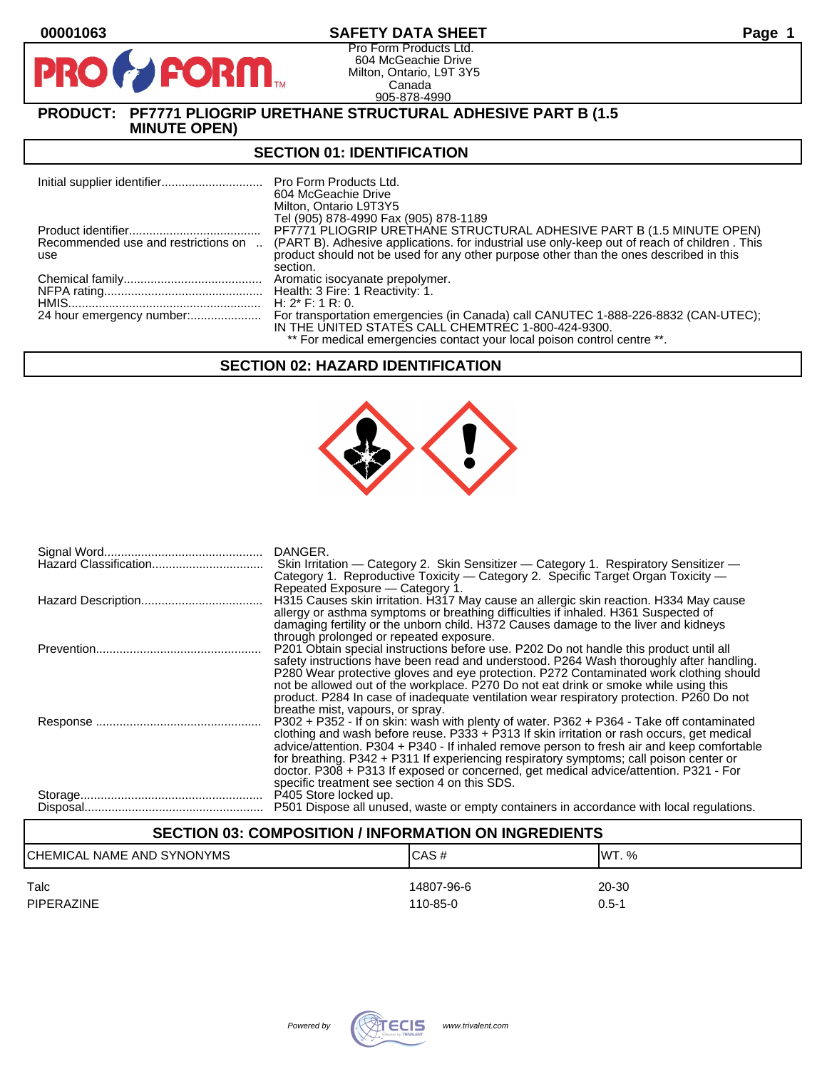# SAFETY DATA SHEET

**00001063**

Pro Form Products Ltd.
604 McGeachie Drive
Milton, Ontario, L9T 3Y5
Canada
905-878-4990

## PRODUCT: PF7771 PLIOGRIP URETHANE STRUCTURAL ADHESIVE PART B (1.5 MINUTE OPEN)

## SECTION 01: IDENTIFICATION

| | |
|---|---|
| Initial supplier identifier | Pro Form Products Ltd.<br>604 McGeachie Drive<br>Milton, Ontario L9T3Y5<br>Tel (905) 878-4990 Fax (905) 878-1189 |
| Product identifier | PF7771 PLIOGRIP URETHANE STRUCTURAL ADHESIVE PART B (1.5 MINUTE OPEN) |
| Recommended use and restrictions on use | (PART B). Adhesive applications. for industrial use only-keep out of reach of children . This product should not be used for any other purpose other than the ones described in this section. |
| Chemical family | Aromatic isocyanate prepolymer. |
| NFPA rating | Health: 3 Fire: 1 Reactivity: 1. |
| HMIS | H: 2* F: 1 R: 0. |
| 24 hour emergency number: | For transportation emergencies (in Canada) call CANUTEC 1-888-226-8832 (CAN-UTEC); IN THE UNITED STATES CALL CHEMTREC 1-800-424-9300.<br>** For medical emergencies contact your local poison control centre **. |

## SECTION 02: HAZARD IDENTIFICATION

| | |
|---|---|
| Signal Word | DANGER. |
| Hazard Classification | Skin Irritation — Category 2. Skin Sensitizer — Category 1. Respiratory Sensitizer — Category 1. Reproductive Toxicity — Category 2. Specific Target Organ Toxicity — Repeated Exposure — Category 1. |
| Hazard Description | H315 Causes skin irritation. H317 May cause an allergic skin reaction. H334 May cause allergy or asthma symptoms or breathing difficulties if inhaled. H361 Suspected of damaging fertility or the unborn child. H372 Causes damage to the liver and kidneys through prolonged or repeated exposure. |
| Prevention | P201 Obtain special instructions before use. P202 Do not handle this product until all safety instructions have been read and understood. P264 Wash thoroughly after handling. P280 Wear protective gloves and eye protection. P272 Contaminated work clothing should not be allowed out of the workplace. P270 Do not eat drink or smoke while using this product. P284 In case of inadequate ventilation wear respiratory protection. P260 Do not breathe mist, vapours, or spray. |
| Response | P302 + P352 - If on skin: wash with plenty of water. P362 + P364 - Take off contaminated clothing and wash before reuse. P333 + P313 If skin irritation or rash occurs, get medical advice/attention. P304 + P340 - If inhaled remove person to fresh air and keep comfortable for breathing. P342 + P311 If experiencing respiratory symptoms; call poison center or doctor. P308 + P313 If exposed or concerned, get medical advice/attention. P321 - For specific treatment see section 4 on this SDS. |
| Storage | P405 Store locked up. |
| Disposal | P501 Dispose all unused, waste or empty containers in accordance with local regulations. |

## SECTION 03: COMPOSITION / INFORMATION ON INGREDIENTS

| CHEMICAL NAME AND SYNONYMS | CAS # | WT. % |
|---|---|---|
| Talc | 14807-96-6 | 20-30 |
| PIPERAZINE | 110-85-0 | 0.5-1 |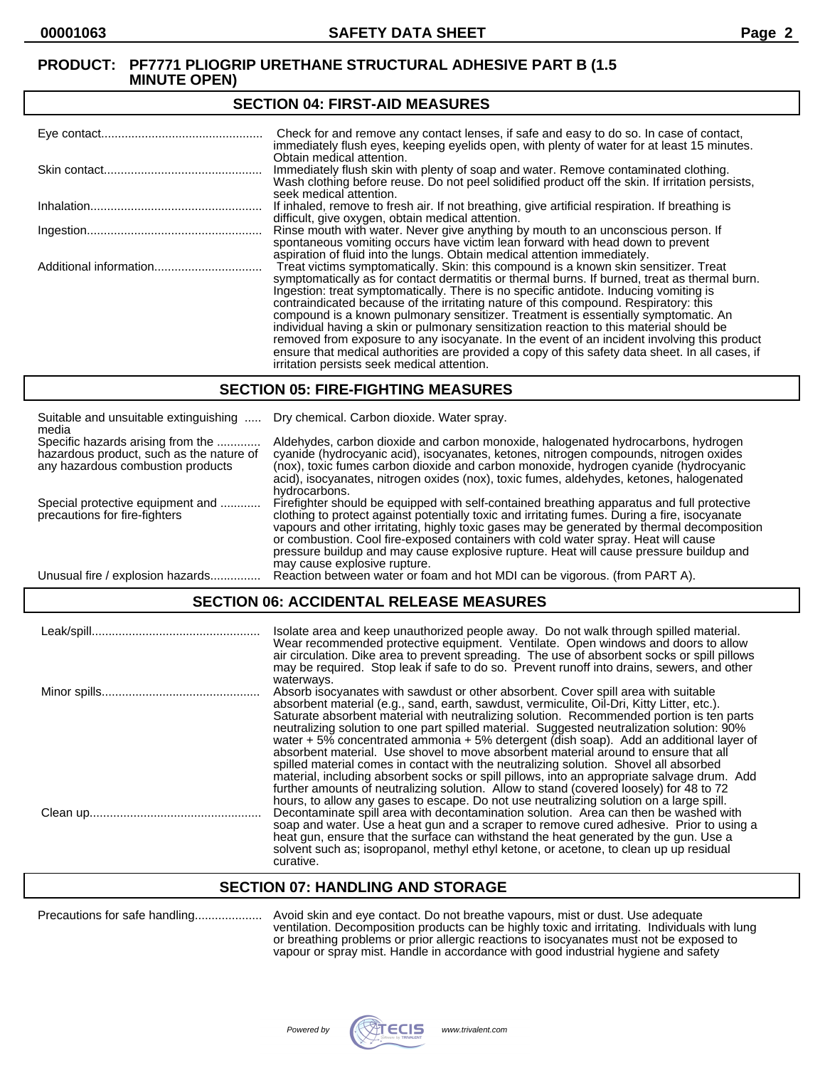**PRODUCT: PF7771 PLIOGRIP URETHANE STRUCTURAL ADHESIVE PART B (1.5 MINUTE OPEN)**

## SECTION 04: FIRST-AID MEASURES

| | |
|---|---|
| Eye contact | Check for and remove any contact lenses, if safe and easy to do so. In case of contact, immediately flush eyes, keeping eyelids open, with plenty of water for at least 15 minutes. Obtain medical attention. |
| Skin contact | Immediately flush skin with plenty of soap and water. Remove contaminated clothing. Wash clothing before reuse. Do not peel solidified product off the skin. If irritation persists, seek medical attention. |
| Inhalation | If inhaled, remove to fresh air. If not breathing, give artificial respiration. If breathing is difficult, give oxygen, obtain medical attention. |
| Ingestion | Rinse mouth with water. Never give anything by mouth to an unconscious person. If spontaneous vomiting occurs have victim lean forward with head down to prevent aspiration of fluid into the lungs. Obtain medical attention immediately. |
| Additional information | Treat victims symptomatically. Skin: this compound is a known skin sensitizer. Treat symptomatically as for contact dermatitis or thermal burns. If burned, treat as thermal burn. Ingestion: treat symptomatically. There is no specific antidote. Inducing vomiting is contraindicated because of the irritating nature of this compound. Respiratory: this compound is a known pulmonary sensitizer. Treatment is essentially symptomatic. An individual having a skin or pulmonary sensitization reaction to this material should be removed from exposure to any isocyanate. In the event of an incident involving this product ensure that medical authorities are provided a copy of this safety data sheet. In all cases, if irritation persists seek medical attention. |

## SECTION 05: FIRE-FIGHTING MEASURES

| | |
|---|---|
| Suitable and unsuitable extinguishing media | Dry chemical. Carbon dioxide. Water spray. |
| Specific hazards arising from the hazardous product, such as the nature of any hazardous combustion products | Aldehydes, carbon dioxide and carbon monoxide, halogenated hydrocarbons, hydrogen cyanide (hydrocyanic acid), isocyanates, ketones, nitrogen compounds, nitrogen oxides (nox), toxic fumes carbon dioxide and carbon monoxide, hydrogen cyanide (hydrocyanic acid), isocyanates, nitrogen oxides (nox), toxic fumes, aldehydes, ketones, halogenated hydrocarbons. |
| Special protective equipment and precautions for fire-fighters | Firefighter should be equipped with self-contained breathing apparatus and full protective clothing to protect against potentially toxic and irritating fumes. During a fire, isocyanate vapours and other irritating, highly toxic gases may be generated by thermal decomposition or combustion. Cool fire-exposed containers with cold water spray. Heat will cause pressure buildup and may cause explosive rupture. Heat will cause pressure buildup and may cause explosive rupture. |
| Unusual fire / explosion hazards | Reaction between water or foam and hot MDI can be vigorous. (from PART A). |

## SECTION 06: ACCIDENTAL RELEASE MEASURES

| | |
|---|---|
| Leak/spill | Isolate area and keep unauthorized people away. Do not walk through spilled material. Wear recommended protective equipment. Ventilate. Open windows and doors to allow air circulation. Dike area to prevent spreading. The use of absorbent socks or spill pillows may be required. Stop leak if safe to do so. Prevent runoff into drains, sewers, and other waterways. |
| Minor spills | Absorb isocyanates with sawdust or other absorbent. Cover spill area with suitable absorbent material (e.g., sand, earth, sawdust, vermiculite, Oil-Dri, Kitty Litter, etc.). Saturate absorbent material with neutralizing solution. Recommended portion is ten parts neutralizing solution to one part spilled material. Suggested neutralization solution: 90% water + 5% concentrated ammonia + 5% detergent (dish soap). Add an additional layer of absorbent material. Use shovel to move absorbent material around to ensure that all spilled material comes in contact with the neutralizing solution. Shovel all absorbed material, including absorbent socks or spill pillows, into an appropriate salvage drum. Add further amounts of neutralizing solution. Allow to stand (covered loosely) for 48 to 72 hours, to allow any gases to escape. Do not use neutralizing solution on a large spill. |
| Clean up | Decontaminate spill area with decontamination solution. Area can then be washed with soap and water. Use a heat gun and a scraper to remove cured adhesive. Prior to using a heat gun, ensure that the surface can withstand the heat generated by the gun. Use a solvent such as; isopropanol, methyl ethyl ketone, or acetone, to clean up up residual curative. |

## SECTION 07: HANDLING AND STORAGE

| | |
|---|---|
| Precautions for safe handling | Avoid skin and eye contact. Do not breathe vapours, mist or dust. Use adequate ventilation. Decomposition products can be highly toxic and irritating. Individuals with lung or breathing problems or prior allergic reactions to isocyanates must not be exposed to vapour or spray mist. Handle in accordance with good industrial hygiene and safety |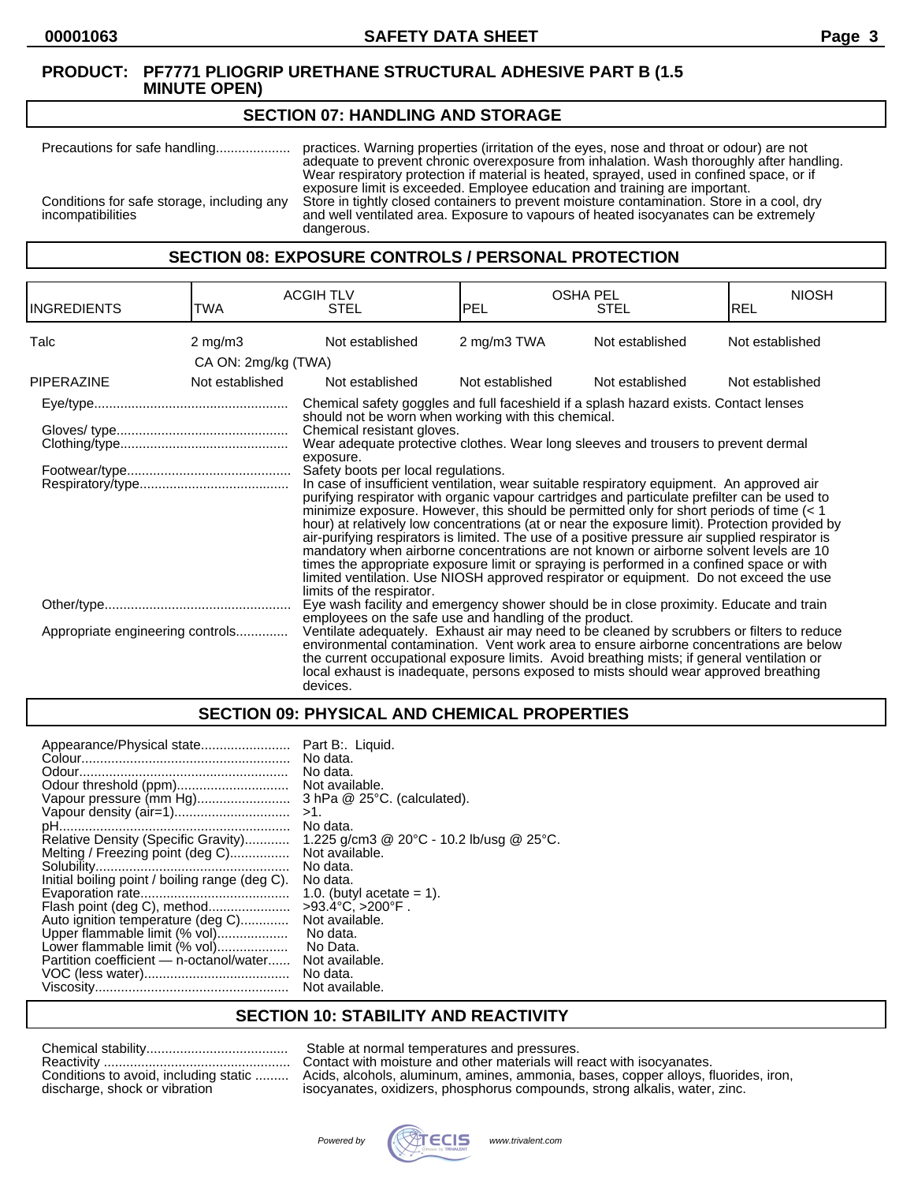**PRODUCT: PF7771 PLIOGRIP URETHANE STRUCTURAL ADHESIVE PART B (1.5 MINUTE OPEN)**

## SECTION 07: HANDLING AND STORAGE

Precautions for safe handling.................... practices. Warning properties (irritation of the eyes, nose and throat or odour) are not adequate to prevent chronic overexposure from inhalation. Wash thoroughly after handling. Wear respiratory protection if material is heated, sprayed, used in confined space, or if exposure limit is exceeded. Employee education and training are important.

Conditions for safe storage, including any incompatibilities: Store in tightly closed containers to prevent moisture contamination. Store in a cool, dry and well ventilated area. Exposure to vapours of heated isocyanates can be extremely dangerous.

## SECTION 08: EXPOSURE CONTROLS / PERSONAL PROTECTION

| INGREDIENTS | ACGIH TLV TWA | ACGIH TLV STEL | OSHA PEL PEL | OSHA PEL STEL | NIOSH REL |
|---|---|---|---|---|---|
| Talc | 2 mg/m3<br>CA ON: 2mg/kg (TWA) | Not established | 2 mg/m3 TWA | Not established | Not established |
| PIPERAZINE | Not established | Not established | Not established | Not established | Not established |

Eye/type.................................................... Chemical safety goggles and full faceshield if a splash hazard exists. Contact lenses should not be worn when working with this chemical.

Gloves/ type.............................................. Chemical resistant gloves.

Clothing/type............................................. Wear adequate protective clothes. Wear long sleeves and trousers to prevent dermal exposure.

Footwear/type............................................ Safety boots per local regulations.

Respiratory/type........................................ In case of insufficient ventilation, wear suitable respiratory equipment. An approved air purifying respirator with organic vapour cartridges and particulate prefilter can be used to minimize exposure. However, this should be permitted only for short periods of time (< 1 hour) at relatively low concentrations (at or near the exposure limit). Protection provided by air-purifying respirators is limited. The use of a positive pressure air supplied respirator is mandatory when airborne concentrations are not known or airborne solvent levels are 10 times the appropriate exposure limit or spraying is performed in a confined space or with limited ventilation. Use NIOSH approved respirator or equipment. Do not exceed the use limits of the respirator.

Other/type.................................................. Eye wash facility and emergency shower should be in close proximity. Educate and train employees on the safe use and handling of the product.

Appropriate engineering controls.............. Ventilate adequately. Exhaust air may need to be cleaned by scrubbers or filters to reduce environmental contamination. Vent work area to ensure airborne concentrations are below the current occupational exposure limits. Avoid breathing mists; if general ventilation or local exhaust is inadequate, persons exposed to mists should wear approved breathing devices.

## SECTION 09: PHYSICAL AND CHEMICAL PROPERTIES

Appearance/Physical state........................ Part B:. Liquid.
Colour........................................................ No data.
Odour........................................................ No data.
Odour threshold (ppm).............................. Not available.
Vapour pressure (mm Hg)......................... 3 hPa @ 25°C. (calculated).
Vapour density (air=1).............................. >1.
pH............................................................. No data.
Relative Density (Specific Gravity)............ 1.225 g/cm3 @ 20°C - 10.2 lb/usg @ 25°C.
Melting / Freezing point (deg C)................ Not available.
Solubility.................................................... No data.
Initial boiling point / boiling range (deg C). No data.
Evaporation rate........................................ 1.0. (butyl acetate = 1).
Flash point (deg C), method...................... >93.4°C, >200°F .
Auto ignition temperature (deg C)............. Not available.
Upper flammable limit (% vol)................... No data.
Lower flammable limit (% vol)................... No Data.
Partition coefficient — n-octanol/water...... Not available.
VOC (less water)....................................... No data.
Viscosity.................................................... Not available.

## SECTION 10: STABILITY AND REACTIVITY

Chemical stability...................................... Stable at normal temperatures and pressures.
Reactivity ................................................. Contact with moisture and other materials will react with isocyanates.
Conditions to avoid, including static discharge, shock or vibration ......... Acids, alcohols, aluminum, amines, ammonia, bases, copper alloys, fluorides, iron, isocyanates, oxidizers, phosphorus compounds, strong alkalis, water, zinc.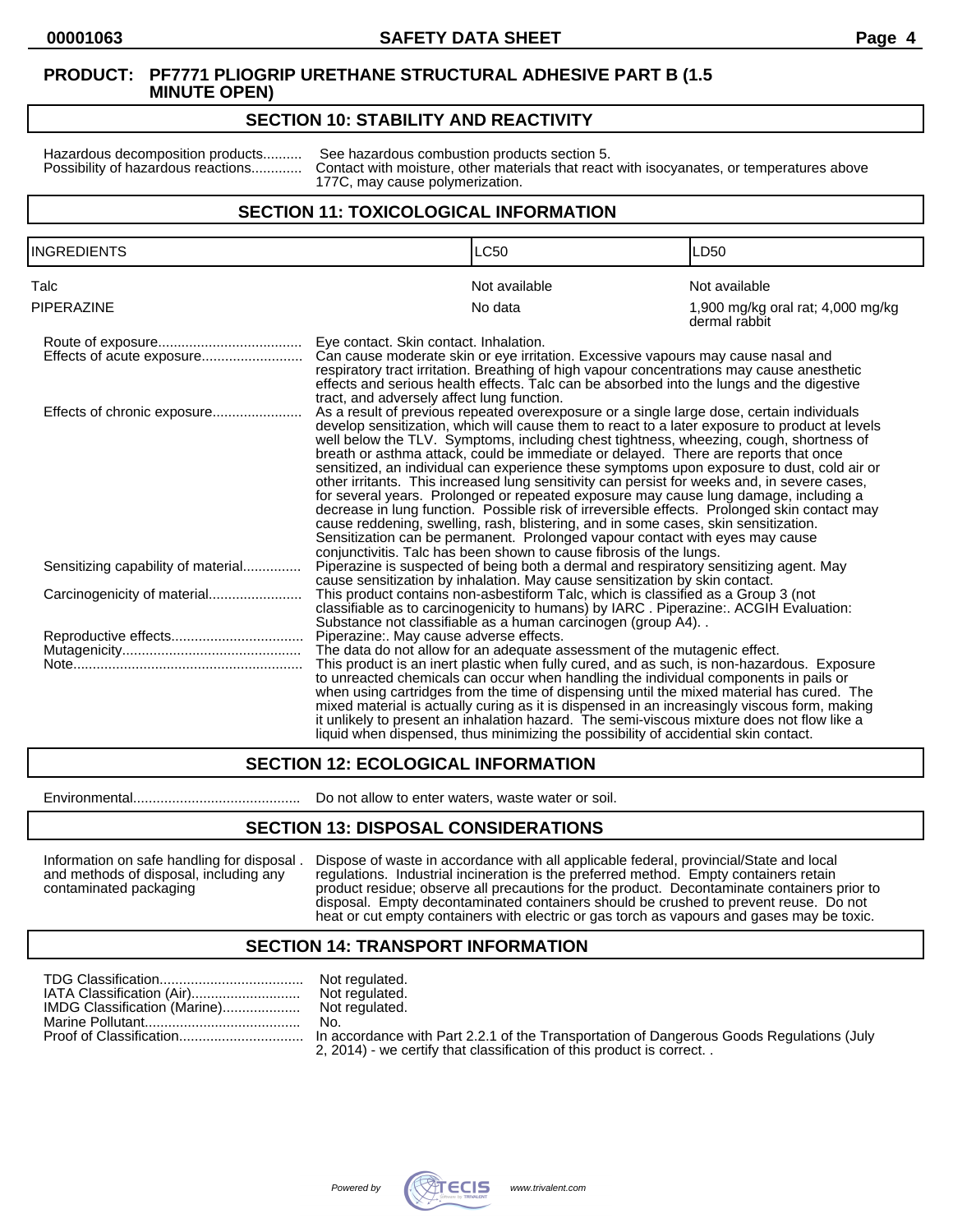**PRODUCT: PF7771 PLIOGRIP URETHANE STRUCTURAL ADHESIVE PART B (1.5 MINUTE OPEN)**

## SECTION 10: STABILITY AND REACTIVITY

Hazardous decomposition products.......... See hazardous combustion products section 5.

Possibility of hazardous reactions............. Contact with moisture, other materials that react with isocyanates, or temperatures above 177C, may cause polymerization.

## SECTION 11: TOXICOLOGICAL INFORMATION

| INGREDIENTS | LC50 | LD50 |
| --- | --- | --- |
| Talc | Not available | Not available |
| PIPERAZINE | No data | 1,900 mg/kg oral rat; 4,000 mg/kg dermal rabbit |

Route of exposure..................................... Eye contact. Skin contact. Inhalation.

Effects of acute exposure.......................... Can cause moderate skin or eye irritation. Excessive vapours may cause nasal and respiratory tract irritation. Breathing of high vapour concentrations may cause anesthetic effects and serious health effects. Talc can be absorbed into the lungs and the digestive tract, and adversely affect lung function.

Effects of chronic exposure....................... As a result of previous repeated overexposure or a single large dose, certain individuals develop sensitization, which will cause them to react to a later exposure to product at levels well below the TLV. Symptoms, including chest tightness, wheezing, cough, shortness of breath or asthma attack, could be immediate or delayed. There are reports that once sensitized, an individual can experience these symptoms upon exposure to dust, cold air or other irritants. This increased lung sensitivity can persist for weeks and, in severe cases, for several years. Prolonged or repeated exposure may cause lung damage, including a decrease in lung function. Possible risk of irreversible effects. Prolonged skin contact may cause reddening, swelling, rash, blistering, and in some cases, skin sensitization. Sensitization can be permanent. Prolonged vapour contact with eyes may cause conjunctivitis. Talc has been shown to cause fibrosis of the lungs.

Sensitizing capability of material............... Piperazine is suspected of being both a dermal and respiratory sensitizing agent. May cause sensitization by inhalation. May cause sensitization by skin contact.

Carcinogenicity of material........................ This product contains non-asbestiform Talc, which is classified as a Group 3 (not classifiable as to carcinogenicity to humans) by IARC . Piperazine:. ACGIH Evaluation: Substance not classifiable as a human carcinogen (group A4). .

Reproductive effects.................................. Piperazine:. May cause adverse effects.

Mutagenicity.............................................. The data do not allow for an adequate assessment of the mutagenic effect.

Note........................................................... This product is an inert plastic when fully cured, and as such, is non-hazardous. Exposure to unreacted chemicals can occur when handling the individual components in pails or when using cartridges from the time of dispensing until the mixed material has cured. The mixed material is actually curing as it is dispensed in an increasingly viscous form, making it unlikely to present an inhalation hazard. The semi-viscous mixture does not flow like a liquid when dispensed, thus minimizing the possibility of accidental skin contact.

## SECTION 12: ECOLOGICAL INFORMATION

Environmental........................................... Do not allow to enter waters, waste water or soil.

## SECTION 13: DISPOSAL CONSIDERATIONS

Information on safe handling for disposal . and methods of disposal, including any contaminated packaging — Dispose of waste in accordance with all applicable federal, provincial/State and local regulations. Industrial incineration is the preferred method. Empty containers retain product residue; observe all precautions for the product. Decontaminate containers prior to disposal. Empty decontaminated containers should be crushed to prevent reuse. Do not heat or cut empty containers with electric or gas torch as vapours and gases may be toxic.

## SECTION 14: TRANSPORT INFORMATION

TDG Classification..................................... Not regulated.

IATA Classification (Air)............................ Not regulated.

IMDG Classification (Marine).................... Not regulated.

Marine Pollutant........................................ No.

Proof of Classification................................ In accordance with Part 2.2.1 of the Transportation of Dangerous Goods Regulations (July 2, 2014) - we certify that classification of this product is correct. .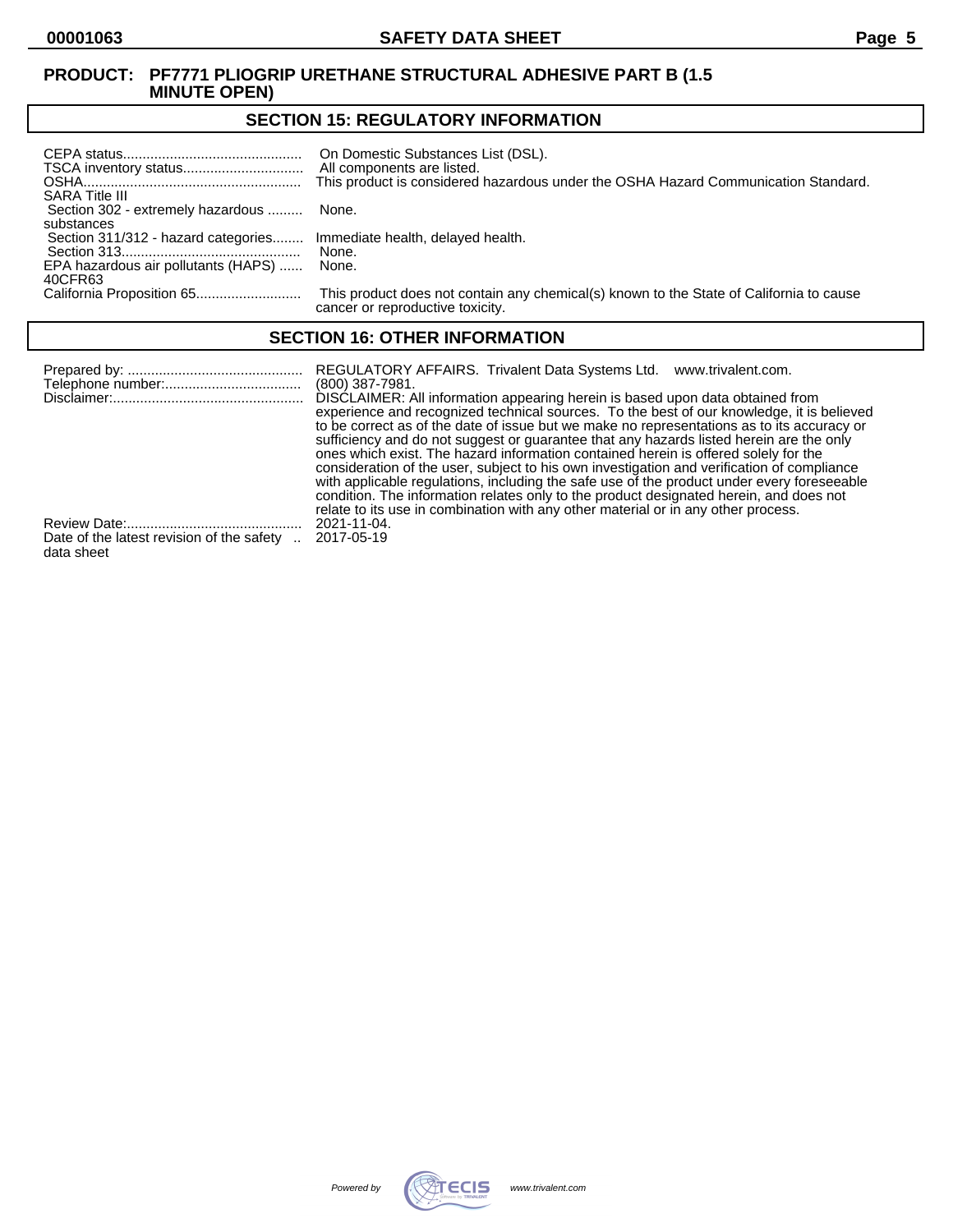**PRODUCT: PF7771 PLIOGRIP URETHANE STRUCTURAL ADHESIVE PART B (1.5 MINUTE OPEN)**

## SECTION 15: REGULATORY INFORMATION

| | |
|---|---|
| CEPA status | On Domestic Substances List (DSL). |
| TSCA inventory status | All components are listed. |
| OSHA | This product is considered hazardous under the OSHA Hazard Communication Standard. |
| SARA Title III | |
| Section 302 - extremely hazardous substances | None. |
| Section 311/312 - hazard categories | Immediate health, delayed health. |
| Section 313 | None. |
| EPA hazardous air pollutants (HAPS) 40CFR63 | None. |
| California Proposition 65 | This product does not contain any chemical(s) known to the State of California to cause cancer or reproductive toxicity. |

## SECTION 16: OTHER INFORMATION

| | |
|---|---|
| Prepared by: | REGULATORY AFFAIRS. Trivalent Data Systems Ltd. www.trivalent.com. |
| Telephone number: | (800) 387-7981. |
| Disclaimer: | DISCLAIMER: All information appearing herein is based upon data obtained from experience and recognized technical sources. To the best of our knowledge, it is believed to be correct as of the date of issue but we make no representations as to its accuracy or sufficiency and do not suggest or guarantee that any hazards listed herein are the only ones which exist. The hazard information contained herein is offered solely for the consideration of the user, subject to his own investigation and verification of compliance with applicable regulations, including the safe use of the product under every foreseeable condition. The information relates only to the product designated herein, and does not relate to its use in combination with any other material or in any other process. |
| Review Date: | 2021-11-04. |
| Date of the latest revision of the safety data sheet | 2017-05-19 |